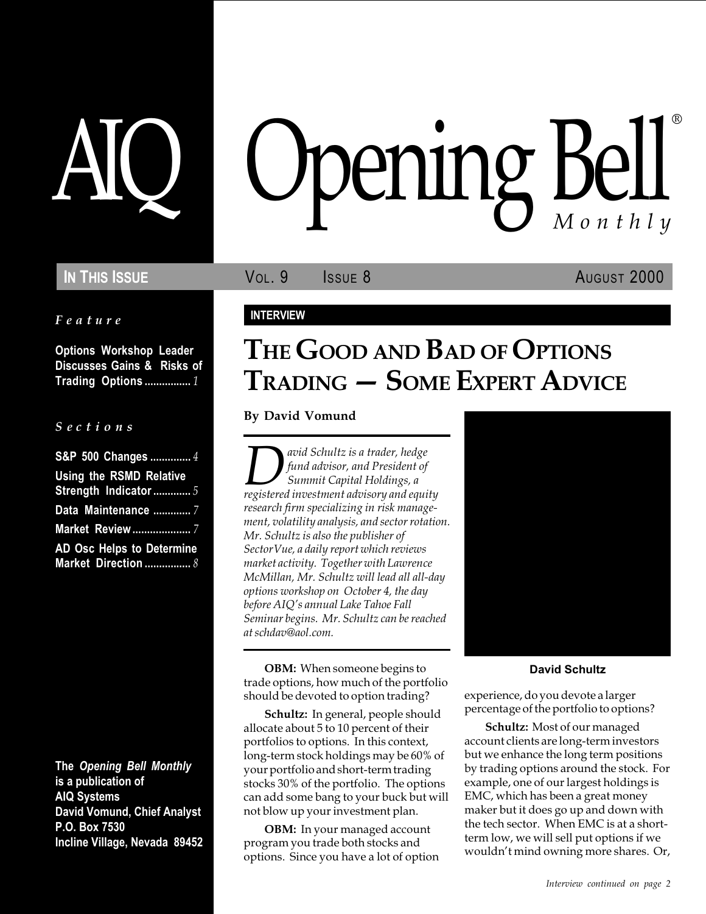# AIQ Opening Bell® Monthly

**IN THIS ISSUE** VOL. 9 ISSUE 8 AUGUST 2000

*Feature*

**Options Workshop Leader Discusses Gains & Risks of Trading Options** ................ *1*

*Sections*

**S&P 500 Changes** .............. *4*

**Using the RSMD Relative Strength Indicator** ............. *5*

**Data Maintenance** ............. *7*

**Market Review** .................... *7*

**AD Osc Helps to Determine Market Direction** ................ *8*

**The *Opening Bell Monthly* is a publication of AIQ Systems**
**David Vomund, Chief Analyst**
**P.O. Box 7530**
**Incline Village, Nevada 89452**

**INTERVIEW**

## THE GOOD AND BAD OF OPTIONS TRADING — SOME EXPERT ADVICE

**By David Vomund**

*David Schultz is a trader, hedge fund advisor, and President of Summit Capital Holdings, a registered investment advisory and equity research firm specializing in risk management, volatility analysis, and sector rotation. Mr. Schultz is also the publisher of SectorVue, a daily report which reviews market activity. Together with Lawrence McMillan, Mr. Schultz will lead all all-day options workshop on October 4, the day before AIQ's annual Lake Tahoe Fall Seminar begins. Mr. Schultz can be reached at schdav@aol.com.*

**David Schultz**

**OBM:** When someone begins to trade options, how much of the portfolio should be devoted to option trading?

**Schultz:** In general, people should allocate about 5 to 10 percent of their portfolios to options. In this context, long-term stock holdings may be 60% of your portfolio and short-term trading stocks 30% of the portfolio. The options can add some bang to your buck but will not blow up your investment plan.

**OBM:** In your managed account program you trade both stocks and options. Since you have a lot of option experience, do you devote a larger percentage of the portfolio to options?

**Schultz:** Most of our managed account clients are long-term investors but we enhance the long term positions by trading options around the stock. For example, one of our largest holdings is EMC, which has been a great money maker but it does go up and down with the tech sector. When EMC is at a short-term low, we will sell put options if we wouldn't mind owning more shares. Or,

*Interview continued on page 2*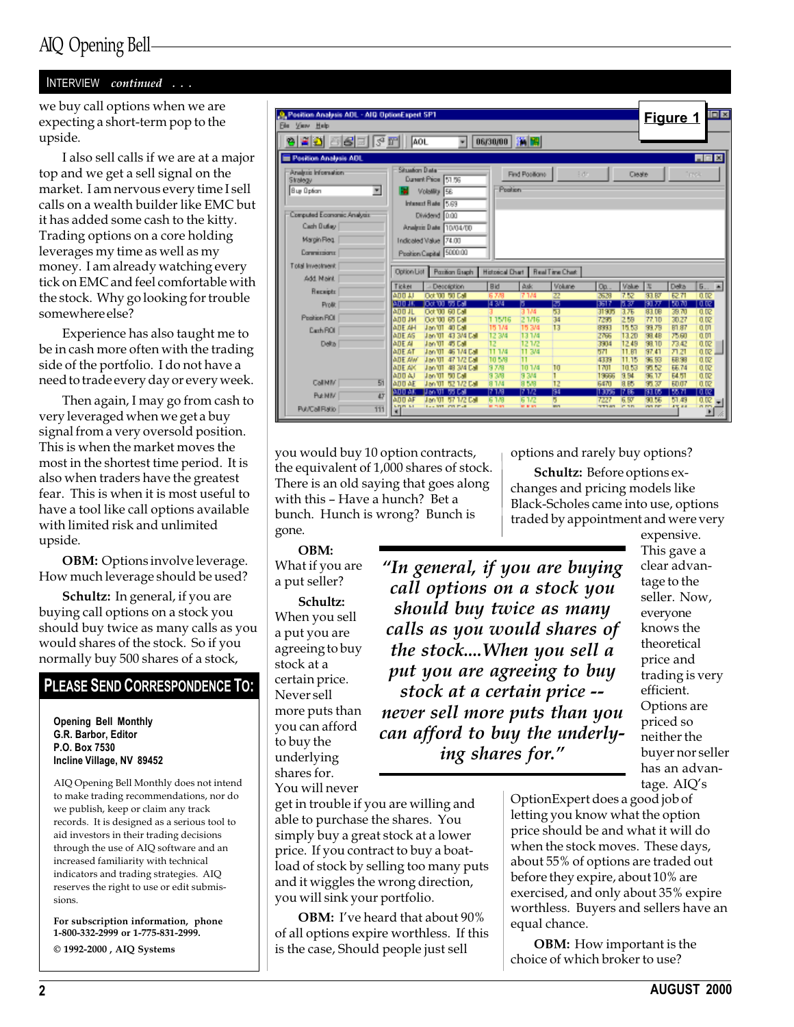## INTERVIEW *continued . . .*

we buy call options when we are expecting a short-term pop to the upside.

I also sell calls if we are at a major top and we get a sell signal on the market. I am nervous every time I sell calls on a wealth builder like EMC but it has added some cash to the kitty. Trading options on a core holding leverages my time as well as my money. I am already watching every tick on EMC and feel comfortable with the stock. Why go looking for trouble somewhere else?

Experience has also taught me to be in cash more often with the trading side of the portfolio. I do not have a need to trade every day or every week.

Then again, I may go from cash to very leveraged when we get a buy signal from a very oversold position. This is when the market moves the most in the shortest time period. It is also when traders have the greatest fear. This is when it is most useful to have a tool like call options available with limited risk and unlimited upside.

**OBM:** Options involve leverage. How much leverage should be used?

**Schultz:** In general, if you are buying call options on a stock you should buy twice as many calls as you would shares of the stock. So if you normally buy 500 shares of a stock, you would buy 10 option contracts, the equivalent of 1,000 shares of stock. There is an old saying that goes along with this – Have a hunch? Bet a bunch. Hunch is wrong? Bunch is gone.

**OBM:** What if you are a put seller?

**Schultz:** When you sell a put you are agreeing to buy stock at a certain price. Never sell more puts than you can afford to buy the underlying shares for. You will never get in trouble if you are willing and able to purchase the shares. You simply buy a great stock at a lower price. If you contract to buy a boatload of stock by selling too many puts and it wiggles the wrong direction, you will sink your portfolio.

> *"In general, if you are buying call options on a stock you should buy twice as many calls as you would shares of the stock....When you sell a put you are agreeing to buy stock at a certain price -- never sell more puts than you can afford to buy the underlying shares for."*

**OBM:** I've heard that about 90% of all options expire worthless. If this is the case, Should people just sell options and rarely buy options?

**Schultz:** Before options exchanges and pricing models like Black-Scholes came into use, options traded by appointment and were very expensive. This gave a clear advantage to the seller. Now, everyone knows the theoretical price and trading is very efficient. Options are priced so neither the buyer nor seller has an advantage. AIQ's OptionExpert does a good job of letting you know what the option price should be and what it will do when the stock moves. These days, about 55% of options are traded out before they expire, about 10% are exercised, and only about 35% expire worthless. Buyers and sellers have an equal chance.

**OBM:** How important is the choice of which broker to use?

**Figure 1**

---

## PLEASE SEND CORRESPONDENCE TO:

**Opening Bell Monthly**
**G.R. Barbor, Editor**
**P.O. Box 7530**
**Incline Village, NV 89452**

AIQ Opening Bell Monthly does not intend to make trading recommendations, nor do we publish, keep or claim any track records. It is designed as a serious tool to aid investors in their trading decisions through the use of AIQ software and an increased familiarity with technical indicators and trading strategies. AIQ reserves the right to use or edit submissions.

**For subscription information, phone 1-800-332-2999 or 1-775-831-2999.**

**© 1992-2000 , AIQ Systems**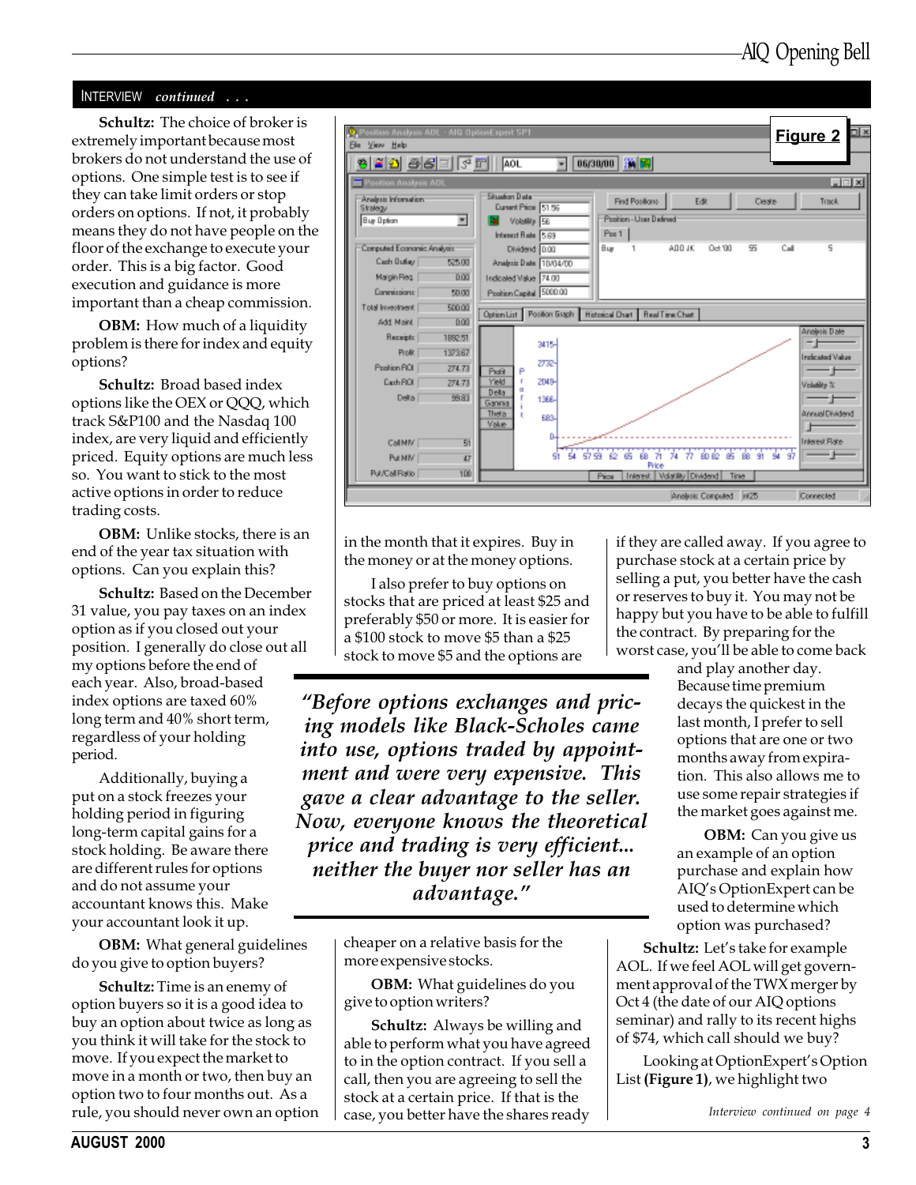INTERVIEW *continued . . .*

**Schultz:** The choice of broker is extremely important because most brokers do not understand the use of options. One simple test is to see if they can take limit orders or stop orders on options. If not, it probably means they do not have people on the floor of the exchange to execute your order. This is a big factor. Good execution and guidance is more important than a cheap commission.

**OBM:** How much of a liquidity problem is there for index and equity options?

**Schultz:** Broad based index options like the OEX or QQQ, which track S&P100 and the Nasdaq 100 index, are very liquid and efficiently priced. Equity options are much less so. You want to stick to the most active options in order to reduce trading costs.

**OBM:** Unlike stocks, there is an end of the year tax situation with options. Can you explain this?

**Schultz:** Based on the December 31 value, you pay taxes on an index option as if you closed out your position. I generally do close out all my options before the end of each year. Also, broad-based index options are taxed 60% long term and 40% short term, regardless of your holding period.

Additionally, buying a put on a stock freezes your holding period in figuring long-term capital gains for a stock holding. Be aware there are different rules for options and do not assume your accountant knows this. Make your accountant look it up.

**OBM:** What general guidelines do you give to option buyers?

**Schultz:** Time is an enemy of option buyers so it is a good idea to buy an option about twice as long as you think it will take for the stock to move. If you expect the market to move in a month or two, then buy an option two to four months out. As a rule, you should never own an option in the month that it expires. Buy in the money or at the money options.

I also prefer to buy options on stocks that are priced at least $25 and preferably $50 or more. It is easier for a $100 stock to move $5 than a $25 stock to move $5 and the options are cheaper on a relative basis for the more expensive stocks.

**OBM:** What guidelines do you give to option writers?

**Schultz:** Always be willing and able to perform what you have agreed to in the option contract. If you sell a call, then you are agreeing to sell the stock at a certain price. If that is the case, you better have the shares ready if they are called away. If you agree to purchase stock at a certain price by selling a put, you better have the cash or reserves to buy it. You may not be happy but you have to be able to fulfill the contract. By preparing for the worst case, you'll be able to come back and play another day. Because time premium decays the quickest in the last month, I prefer to sell options that are one or two months away from expiration. This allows me to use some repair strategies if the market goes against me.

> *"Before options exchanges and pricing models like Black-Scholes came into use, options traded by appointment and were very expensive. This gave a clear advantage to the seller. Now, everyone knows the theoretical price and trading is very efficient... neither the buyer nor seller has an advantage."*

**OBM:** Can you give us an example of an option purchase and explain how AIQ's OptionExpert can be used to determine which option was purchased?

**Schultz:** Let's take for example AOL. If we feel AOL will get government approval of the TWX merger by Oct 4 (the date of our AIQ options seminar) and rally to its recent highs of $74, which call should we buy?

Looking at OptionExpert's Option List **(Figure 1)**, we highlight two

**Figure 2**

*Interview continued on page 4*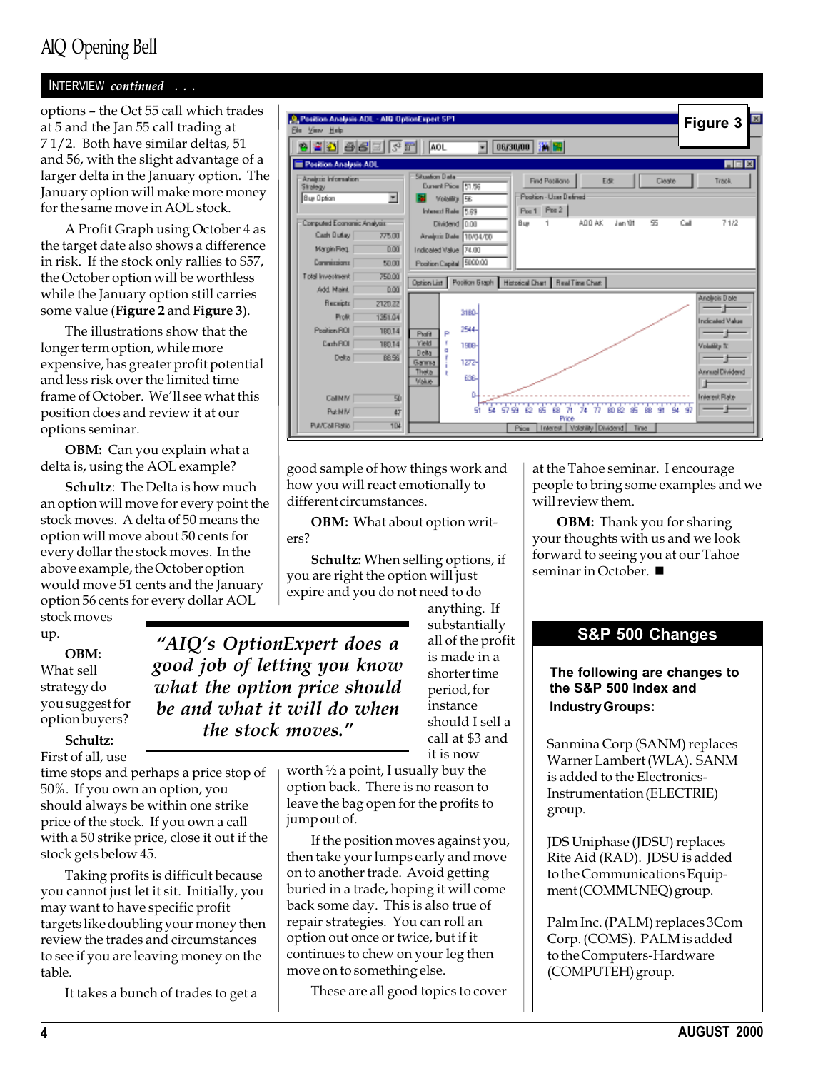## INTERVIEW *continued* . . .

options – the Oct 55 call which trades at 5 and the Jan 55 call trading at 7 1/2. Both have similar deltas, 51 and 56, with the slight advantage of a larger delta in the January option. The January option will make more money for the same move in AOL stock.

A Profit Graph using October 4 as the target date also shows a difference in risk. If the stock only rallies to $57, the October option will be worthless while the January option still carries some value (**Figure 2** and **Figure 3**).

The illustrations show that the longer term option, while more expensive, has greater profit potential and less risk over the limited time frame of October. We'll see what this position does and review it at our options seminar.

**OBM:** Can you explain what a delta is, using the AOL example?

**Schultz**: The Delta is how much an option will move for every point the stock moves. A delta of 50 means the option will move about 50 cents for every dollar the stock moves. In the above example, the October option would move 51 cents and the January option 56 cents for every dollar AOL stock moves up.

**OBM:** What sell strategy do you suggest for option buyers?

> *"AIQ's OptionExpert does a good job of letting you know what the option price should be and what it will do when the stock moves."*

**Schultz:** First of all, use time stops and perhaps a price stop of 50%. If you own an option, you should always be within one strike price of the stock. If you own a call with a 50 strike price, close it out if the stock gets below 45.

Taking profits is difficult because you cannot just let it sit. Initially, you may want to have specific profit targets like doubling your money then review the trades and circumstances to see if you are leaving money on the table.

It takes a bunch of trades to get a good sample of how things work and how you will react emotionally to different circumstances.

**OBM:** What about option writers?

**Schultz:** When selling options, if you are right the option will just expire and you do not need to do anything. If substantially all of the profit is made in a shorter time period, for instance should I sell a call at $3 and it is now worth ½ a point, I usually buy the option back. There is no reason to leave the bag open for the profits to jump out of.

If the position moves against you, then take your lumps early and move on to another trade. Avoid getting buried in a trade, hoping it will come back some day. This is also true of repair strategies. You can roll an option out once or twice, but if it continues to chew on your leg then move on to something else.

These are all good topics to cover at the Tahoe seminar. I encourage people to bring some examples and we will review them.

**OBM:** Thank you for sharing your thoughts with us and we look forward to seeing you at our Tahoe seminar in October. ■

**Figure 3**

## S&P 500 Changes

**The following are changes to the S&P 500 Index and Industry Groups:**

Sanmina Corp (SANM) replaces Warner Lambert (WLA). SANM is added to the Electronics-Instrumentation (ELECTRIE) group.

JDS Uniphase (JDSU) replaces Rite Aid (RAD). JDSU is added to the Communications Equipment (COMMUNEQ) group.

Palm Inc. (PALM) replaces 3Com Corp. (COMS). PALM is added to the Computers-Hardware (COMPUTEH) group.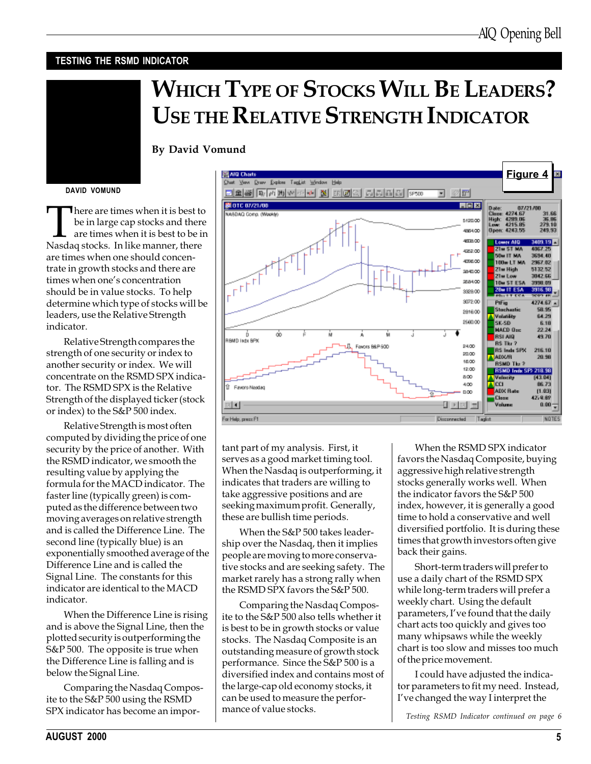## TESTING THE RSMD INDICATOR

# WHICH TYPE OF STOCKS WILL BE LEADERS? USE THE RELATIVE STRENGTH INDICATOR

**By David Vomund**

DAVID VOMUND

There are times when it is best to be in large cap stocks and there are times when it is best to be in Nasdaq stocks. In like manner, there are times when one should concentrate in growth stocks and there are times when one's concentration should be in value stocks. To help determine which type of stocks will be leaders, use the Relative Strength indicator.

Relative Strength compares the strength of one security or index to another security or index. We will concentrate on the RSMD SPX indicator. The RSMD SPX is the Relative Strength of the displayed ticker (stock or index) to the S&P 500 index.

Relative Strength is most often computed by dividing the price of one security by the price of another. With the RSMD indicator, we smooth the resulting value by applying the formula for the MACD indicator. The faster line (typically green) is computed as the difference between two moving averages on relative strength and is called the Difference Line. The second line (typically blue) is an exponentially smoothed average of the Difference Line and is called the Signal Line. The constants for this indicator are identical to the MACD indicator.

When the Difference Line is rising and is above the Signal Line, then the plotted security is outperforming the S&P 500. The opposite is true when the Difference Line is falling and is below the Signal Line.

Comparing the Nasdaq Composite to the S&P 500 using the RSMD SPX indicator has become an important part of my analysis. First, it serves as a good market timing tool. When the Nasdaq is outperforming, it indicates that traders are willing to take aggressive positions and are seeking maximum profit. Generally, these are bullish time periods.

When the S&P 500 takes leadership over the Nasdaq, then it implies people are moving to more conservative stocks and are seeking safety. The market rarely has a strong rally when the RSMD SPX favors the S&P 500.

Comparing the Nasdaq Composite to the S&P 500 also tells whether it is best to be in growth stocks or value stocks. The Nasdaq Composite is an outstanding measure of growth stock performance. Since the S&P 500 is a diversified index and contains most of the large-cap old economy stocks, it can be used to measure the performance of value stocks.

When the RSMD SPX indicator favors the Nasdaq Composite, buying aggressive high relative strength stocks generally works well. When the indicator favors the S&P 500 index, however, it is generally a good time to hold a conservative and well diversified portfolio. It is during these times that growth investors often give back their gains.

Short-term traders will prefer to use a daily chart of the RSMD SPX while long-term traders will prefer a weekly chart. Using the default parameters, I've found that the daily chart acts too quickly and gives too many whipsaws while the weekly chart is too slow and misses too much of the price movement.

I could have adjusted the indicator parameters to fit my need. Instead, I've changed the way I interpret the

*Testing RSMD Indicator continued on page 6*

**Figure 4**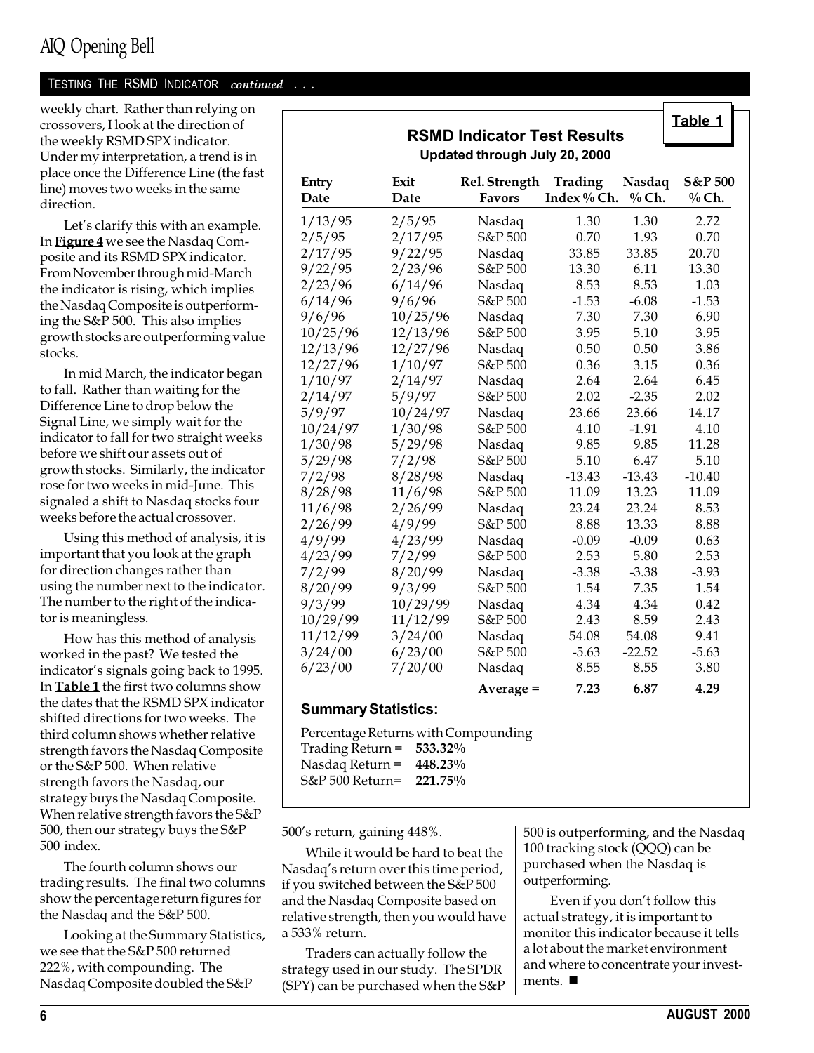## TESTING THE RSMD INDICATOR *continued . . .*

weekly chart. Rather than relying on crossovers, I look at the direction of the weekly RSMD SPX indicator. Under my interpretation, a trend is in place once the Difference Line (the fast line) moves two weeks in the same direction.

Let's clarify this with an example. In **Figure 4** we see the Nasdaq Composite and its RSMD SPX indicator. From November through mid-March the indicator is rising, which implies the Nasdaq Composite is outperforming the S&P 500. This also implies growth stocks are outperforming value stocks.

In mid March, the indicator began to fall. Rather than waiting for the Difference Line to drop below the Signal Line, we simply wait for the indicator to fall for two straight weeks before we shift our assets out of growth stocks. Similarly, the indicator rose for two weeks in mid-June. This signaled a shift to Nasdaq stocks four weeks before the actual crossover.

Using this method of analysis, it is important that you look at the graph for direction changes rather than using the number next to the indicator. The number to the right of the indicator is meaningless.

How has this method of analysis worked in the past? We tested the indicator's signals going back to 1995. In **Table 1** the first two columns show the dates that the RSMD SPX indicator shifted directions for two weeks. The third column shows whether relative strength favors the Nasdaq Composite or the S&P 500. When relative strength favors the Nasdaq, our strategy buys the Nasdaq Composite. When relative strength favors the S&P 500, then our strategy buys the S&P 500 index.

The fourth column shows our trading results. The final two columns show the percentage return figures for the Nasdaq and the S&P 500.

Looking at the Summary Statistics, we see that the S&P 500 returned 222%, with compounding. The Nasdaq Composite doubled the S&P 500's return, gaining 448%.

While it would be hard to beat the Nasdaq's return over this time period, if you switched between the S&P 500 and the Nasdaq Composite based on relative strength, then you would have a 533% return.

Traders can actually follow the strategy used in our study. The SPDR (SPY) can be purchased when the S&P 500 is outperforming, and the Nasdaq 100 tracking stock (QQQ) can be purchased when the Nasdaq is outperforming.

Even if you don't follow this actual strategy, it is important to monitor this indicator because it tells a lot about the market environment and where to concentrate your investments. ■

**Table 1**

**RSMD Indicator Test Results**
**Updated through July 20, 2000**

| Entry Date | Exit Date | Rel. Strength Favors | Trading Index % Ch. | Nasdaq % Ch. | S&P 500 % Ch. |
|---|---|---|---|---|---|
| 1/13/95 | 2/5/95 | Nasdaq | 1.30 | 1.30 | 2.72 |
| 2/5/95 | 2/17/95 | S&P 500 | 0.70 | 1.93 | 0.70 |
| 2/17/95 | 9/22/95 | Nasdaq | 33.85 | 33.85 | 20.70 |
| 9/22/95 | 2/23/96 | S&P 500 | 13.30 | 6.11 | 13.30 |
| 2/23/96 | 6/14/96 | Nasdaq | 8.53 | 8.53 | 1.03 |
| 6/14/96 | 9/6/96 | S&P 500 | -1.53 | -6.08 | -1.53 |
| 9/6/96 | 10/25/96 | Nasdaq | 7.30 | 7.30 | 6.90 |
| 10/25/96 | 12/13/96 | S&P 500 | 3.95 | 5.10 | 3.95 |
| 12/13/96 | 12/27/96 | Nasdaq | 0.50 | 0.50 | 3.86 |
| 12/27/96 | 1/10/97 | S&P 500 | 0.36 | 3.15 | 0.36 |
| 1/10/97 | 2/14/97 | Nasdaq | 2.64 | 2.64 | 6.45 |
| 2/14/97 | 5/9/97 | S&P 500 | 2.02 | -2.35 | 2.02 |
| 5/9/97 | 10/24/97 | Nasdaq | 23.66 | 23.66 | 14.17 |
| 10/24/97 | 1/30/98 | S&P 500 | 4.10 | -1.91 | 4.10 |
| 1/30/98 | 5/29/98 | Nasdaq | 9.85 | 9.85 | 11.28 |
| 5/29/98 | 7/2/98 | S&P 500 | 5.10 | 6.47 | 5.10 |
| 7/2/98 | 8/28/98 | Nasdaq | -13.43 | -13.43 | -10.40 |
| 8/28/98 | 11/6/98 | S&P 500 | 11.09 | 13.23 | 11.09 |
| 11/6/98 | 2/26/99 | Nasdaq | 23.24 | 23.24 | 8.53 |
| 2/26/99 | 4/9/99 | S&P 500 | 8.88 | 13.33 | 8.88 |
| 4/9/99 | 4/23/99 | Nasdaq | -0.09 | -0.09 | 0.63 |
| 4/23/99 | 7/2/99 | S&P 500 | 2.53 | 5.80 | 2.53 |
| 7/2/99 | 8/20/99 | Nasdaq | -3.38 | -3.38 | -3.93 |
| 8/20/99 | 9/3/99 | S&P 500 | 1.54 | 7.35 | 1.54 |
| 9/3/99 | 10/29/99 | Nasdaq | 4.34 | 4.34 | 0.42 |
| 10/29/99 | 11/12/99 | S&P 500 | 2.43 | 8.59 | 2.43 |
| 11/12/99 | 3/24/00 | Nasdaq | 54.08 | 54.08 | 9.41 |
| 3/24/00 | 6/23/00 | S&P 500 | -5.63 | -22.52 | -5.63 |
| 6/23/00 | 7/20/00 | Nasdaq | 8.55 | 8.55 | 3.80 |
| | | **Average =** | **7.23** | **6.87** | **4.29** |

**Summary Statistics:**

Percentage Returns with Compounding
Trading Return = **533.32%**
Nasdaq Return = **448.23%**
S&P 500 Return= **221.75%**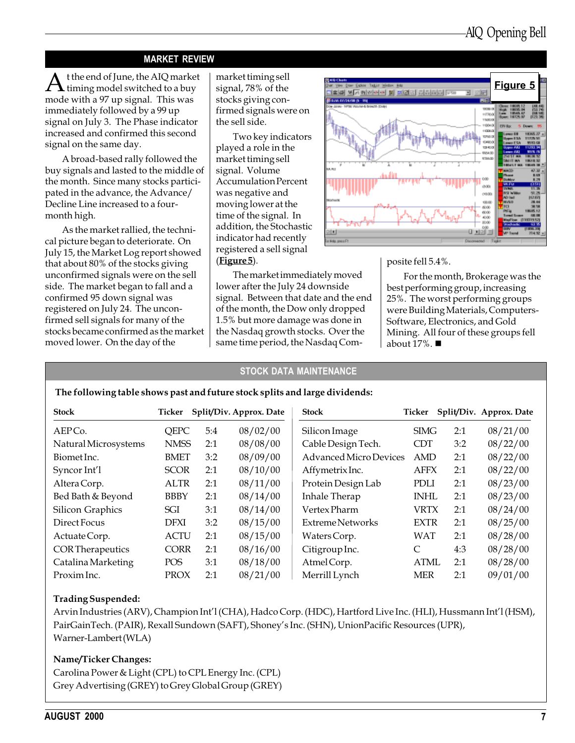## MARKET REVIEW

At the end of June, the AIQ market timing model switched to a buy mode with a 97 up signal. This was immediately followed by a 99 up signal on July 3. The Phase indicator increased and confirmed this second signal on the same day.

A broad-based rally followed the buy signals and lasted to the middle of the month. Since many stocks participated in the advance, the Advance/Decline Line increased to a four-month high.

As the market rallied, the technical picture began to deteriorate. On July 15, the Market Log report showed that about 80% of the stocks giving unconfirmed signals were on the sell side. The market began to fall and a confirmed 95 down signal was registered on July 24. The unconfirmed sell signals for many of the stocks became confirmed as the market moved lower. On the day of the market timing sell signal, 78% of the stocks giving confirmed signals were on the sell side.

Two key indicators played a role in the market timing sell signal. Volume Accumulation Percent was negative and moving lower at the time of the signal. In addition, the Stochastic indicator had recently registered a sell signal (**Figure 5**).

The market immediately moved lower after the July 24 downside signal. Between that date and the end of the month, the Dow only dropped 1.5% but more damage was done in the Nasdaq growth stocks. Over the same time period, the Nasdaq Composite fell 5.4%.

For the month, Brokerage was the best performing group, increasing 25%. The worst performing groups were Building Materials, Computers-Software, Electronics, and Gold Mining. All four of these groups fell about 17%. ■

**Figure 5**

## STOCK DATA MAINTENANCE

**The following table shows past and future stock splits and large dividends:**

| Stock | Ticker | Split/Div. | Approx. Date |
|---|---|---|---|
| AEP Co. | QEPC | 5:4 | 08/02/00 |
| Natural Microsystems | NMSS | 2:1 | 08/08/00 |
| Biomet Inc. | BMET | 3:2 | 08/09/00 |
| Syncor Int'l | SCOR | 2:1 | 08/10/00 |
| Altera Corp. | ALTR | 2:1 | 08/11/00 |
| Bed Bath & Beyond | BBBY | 2:1 | 08/14/00 |
| Silicon Graphics | SGI | 3:1 | 08/14/00 |
| Direct Focus | DFXI | 3:2 | 08/15/00 |
| Actuate Corp. | ACTU | 2:1 | 08/15/00 |
| COR Therapeutics | CORR | 2:1 | 08/16/00 |
| Catalina Marketing | POS | 3:1 | 08/18/00 |
| Proxim Inc. | PROX | 2:1 | 08/21/00 |
| Silicon Image | SIMG | 2:1 | 08/21/00 |
| Cable Design Tech. | CDT | 3:2 | 08/22/00 |
| Advanced Micro Devices | AMD | 2:1 | 08/22/00 |
| Affymetrix Inc. | AFFX | 2:1 | 08/22/00 |
| Protein Design Lab | PDLI | 2:1 | 08/23/00 |
| Inhale Therap | INHL | 2:1 | 08/23/00 |
| Vertex Pharm | VRTX | 2:1 | 08/24/00 |
| Extreme Networks | EXTR | 2:1 | 08/25/00 |
| Waters Corp. | WAT | 2:1 | 08/28/00 |
| Citigroup Inc. | C | 4:3 | 08/28/00 |
| Atmel Corp. | ATML | 2:1 | 08/28/00 |
| Merrill Lynch | MER | 2:1 | 09/01/00 |

**Trading Suspended:**

Arvin Industries (ARV), Champion Int'l (CHA), Hadco Corp. (HDC), Hartford Live Inc. (HLI), Hussmann Int'l (HSM), PairGain Tech. (PAIR), Rexall Sundown (SAFT), Shoney's Inc. (SHN), Union Pacific Resources (UPR), Warner-Lambert (WLA)

**Name/Ticker Changes:**

Carolina Power & Light (CPL) to CPL Energy Inc. (CPL)
Grey Advertising (GREY) to Grey Global Group (GREY)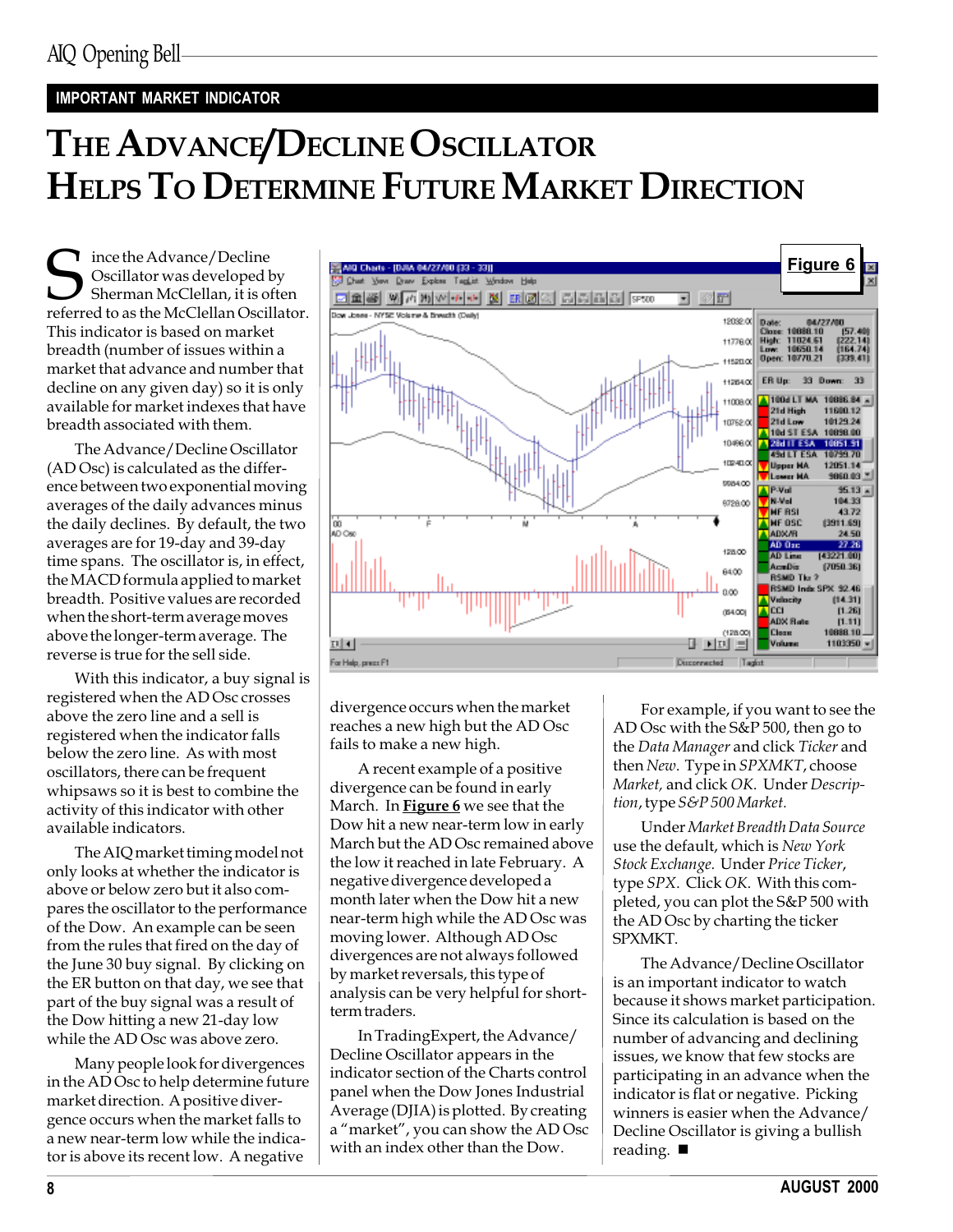IMPORTANT MARKET INDICATOR

# THE ADVANCE/DECLINE OSCILLATOR HELPS TO DETERMINE FUTURE MARKET DIRECTION

Since the Advance/Decline Oscillator was developed by Sherman McClellan, it is often referred to as the McClellan Oscillator. This indicator is based on market breadth (number of issues within a market that advance and number that decline on any given day) so it is only available for market indexes that have breadth associated with them.

The Advance/Decline Oscillator (AD Osc) is calculated as the difference between two exponential moving averages of the daily advances minus the daily declines. By default, the two averages are for 19-day and 39-day time spans. The oscillator is, in effect, the MACD formula applied to market breadth. Positive values are recorded when the short-term average moves above the longer-term average. The reverse is true for the sell side.

With this indicator, a buy signal is registered when the AD Osc crosses above the zero line and a sell is registered when the indicator falls below the zero line. As with most oscillators, there can be frequent whipsaws so it is best to combine the activity of this indicator with other available indicators.

The AIQ market timing model not only looks at whether the indicator is above or below zero but it also compares the oscillator to the performance of the Dow. An example can be seen from the rules that fired on the day of the June 30 buy signal. By clicking on the ER button on that day, we see that part of the buy signal was a result of the Dow hitting a new 21-day low while the AD Osc was above zero.

Many people look for divergences in the AD Osc to help determine future market direction. A positive divergence occurs when the market falls to a new near-term low while the indicator is above its recent low. A negative divergence occurs when the market reaches a new high but the AD Osc fails to make a new high.

**Figure 6**

AIQ Charts - [DJIA 04/27/00 (33 - 33)]

Dow Jones - NYSE Volume & Breadth (Daily)

Date: 04/27/00
Close: 10888.10 (57.40)
High: 11024.61 (222.14)
Low: 10650.14 (164.74)
Open: 10770.21 (339.41)

ER Up: 33 Down: 33

100d LT MA 10886.84
21d High 11680.12
21d Low 10129.24
10d ST ESA 10898.80
28d IT ESA 10851.91
49d LT ESA 10799.70
Upper MA 12051.14
Lower MA 9860.03
P-Vol 95.13
N-Vol 104.33
MF RSI 43.72
MF OSC (3911.69)
ADX/R 24.50
AD Osc 27.26
AD Line (43221.00)
AcmDis (7050.36)
RSMD Tix ?
RSMD Indx SPX 92.46
Velocity (14.31)
CCI (1.26)
ADX Rate (1.11)
Close 10888.10
Volume 1103350

For Help, press F1

A recent example of a positive divergence can be found in early March. In **Figure 6** we see that the Dow hit a new near-term low in early March but the AD Osc remained above the low it reached in late February. A negative divergence developed a month later when the Dow hit a new near-term high while the AD Osc was moving lower. Although AD Osc divergences are not always followed by market reversals, this type of analysis can be very helpful for short-term traders.

In TradingExpert, the Advance/Decline Oscillator appears in the indicator section of the Charts control panel when the Dow Jones Industrial Average (DJIA) is plotted. By creating a "market", you can show the AD Osc with an index other than the Dow.

For example, if you want to see the AD Osc with the S&P 500, then go to the *Data Manager* and click *Ticker* and then *New*. Type in *SPXMKT*, choose *Market,* and click *OK*. Under *Description*, type *S&P 500 Market.*

Under *Market Breadth Data Source* use the default, which is *New York Stock Exchange.* Under *Price Ticker*, type *SPX*. Click *OK*. With this completed, you can plot the S&P 500 with the AD Osc by charting the ticker SPXMKT.

The Advance/Decline Oscillator is an important indicator to watch because it shows market participation. Since its calculation is based on the number of advancing and declining issues, we know that few stocks are participating in an advance when the indicator is flat or negative. Picking winners is easier when the Advance/Decline Oscillator is giving a bullish reading. ■